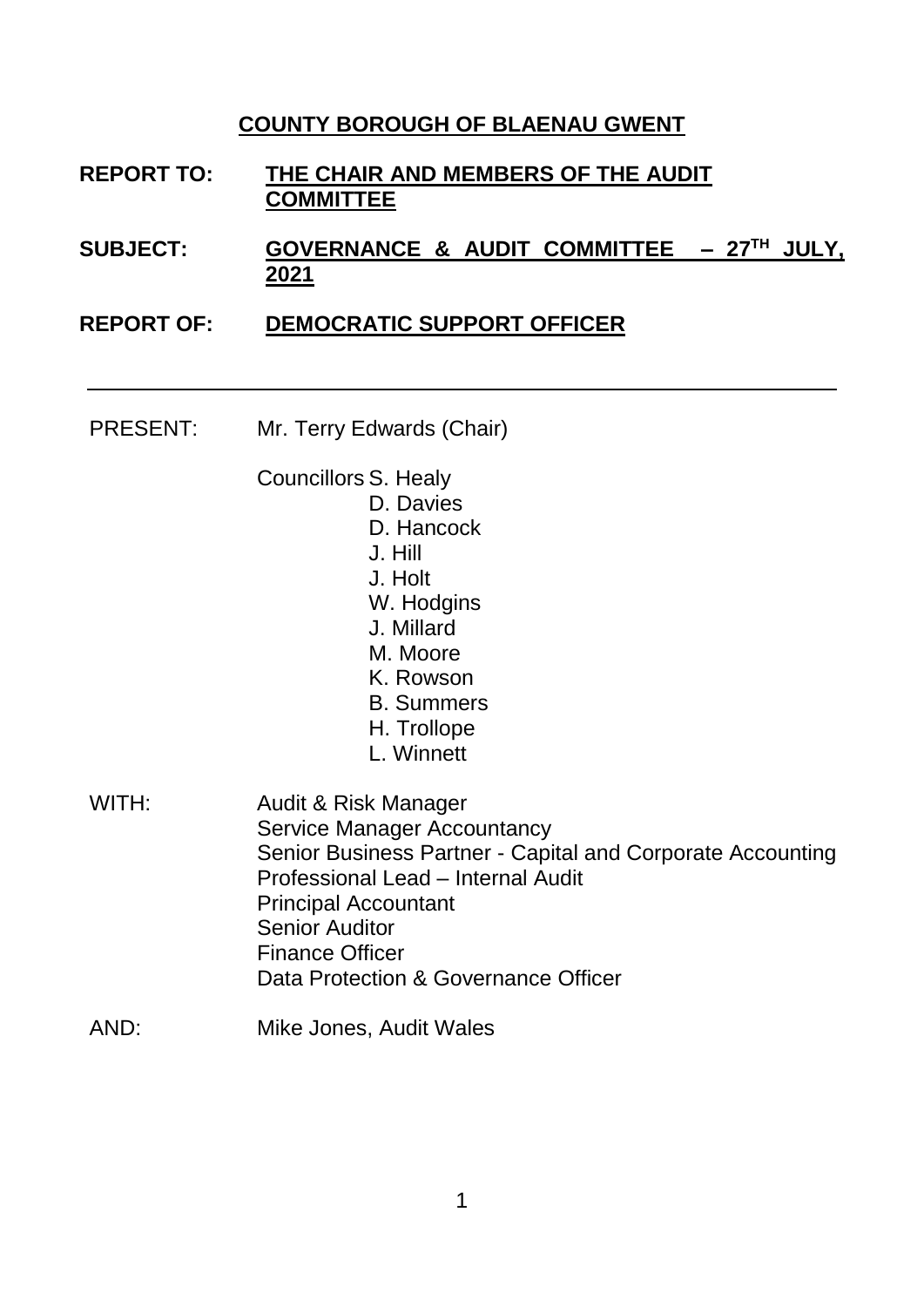**COUNTY BOROUGH OF BLAENAU GWENT**

**REPORT TO:** **THE CHAIR AND MEMBERS OF THE AUDIT COMMITTEE**

**SUBJECT:** **GOVERNANCE & AUDIT COMMITTEE – 27TH JULY, 2021**

**REPORT OF:** **DEMOCRATIC SUPPORT OFFICER**

---

PRESENT: Mr. Terry Edwards (Chair)

Councillors S. Healy
D. Davies
D. Hancock
J. Hill
J. Holt
W. Hodgins
J. Millard
M. Moore
K. Rowson
B. Summers
H. Trollope
L. Winnett

WITH: Audit & Risk Manager
Service Manager Accountancy
Senior Business Partner - Capital and Corporate Accounting
Professional Lead – Internal Audit
Principal Accountant
Senior Auditor
Finance Officer
Data Protection & Governance Officer

AND: Mike Jones, Audit Wales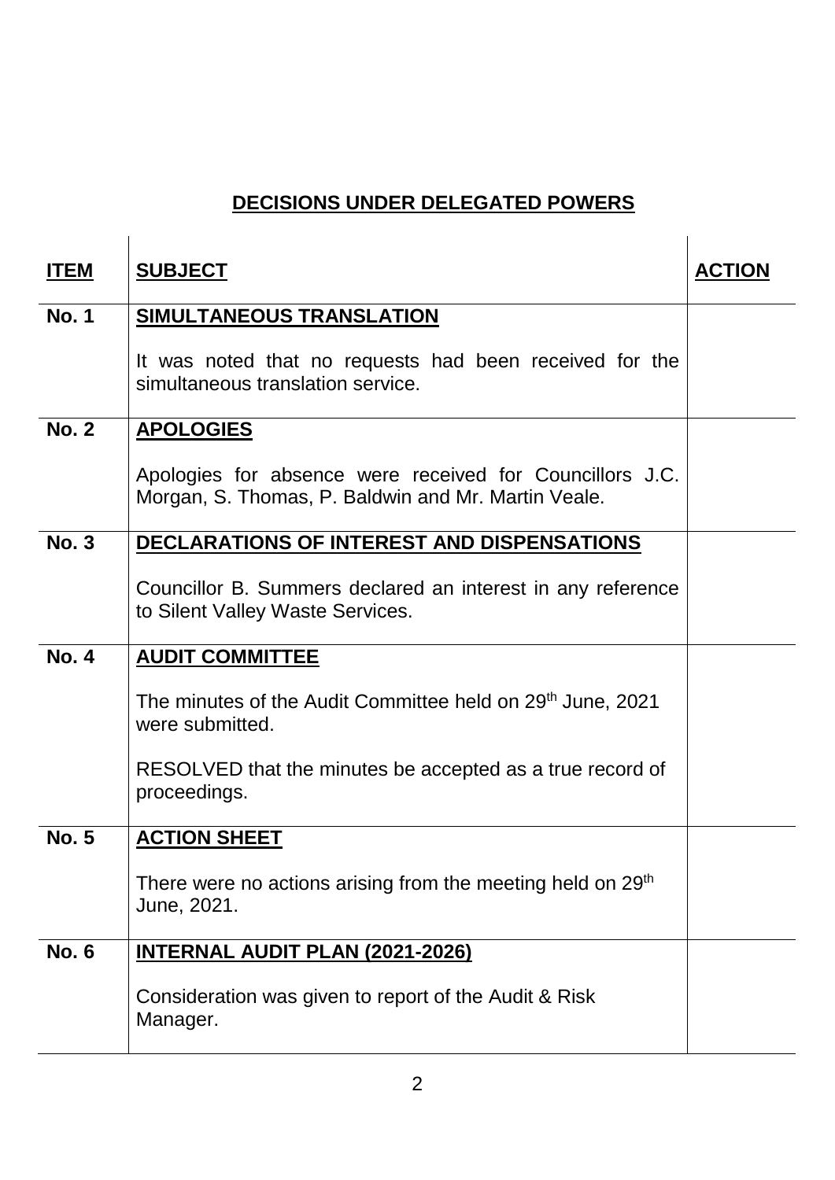## DECISIONS UNDER DELEGATED POWERS

| ITEM | SUBJECT | ACTION |
|---|---|---|
| No. 1 | **SIMULTANEOUS TRANSLATION**<br><br>It was noted that no requests had been received for the simultaneous translation service. | |
| No. 2 | **APOLOGIES**<br><br>Apologies for absence were received for Councillors J.C. Morgan, S. Thomas, P. Baldwin and Mr. Martin Veale. | |
| No. 3 | **DECLARATIONS OF INTEREST AND DISPENSATIONS**<br><br>Councillor B. Summers declared an interest in any reference to Silent Valley Waste Services. | |
| No. 4 | **AUDIT COMMITTEE**<br><br>The minutes of the Audit Committee held on 29th June, 2021 were submitted.<br><br>RESOLVED that the minutes be accepted as a true record of proceedings. | |
| No. 5 | **ACTION SHEET**<br><br>There were no actions arising from the meeting held on 29th June, 2021. | |
| No. 6 | **INTERNAL AUDIT PLAN (2021-2026)**<br><br>Consideration was given to report of the Audit & Risk Manager. | |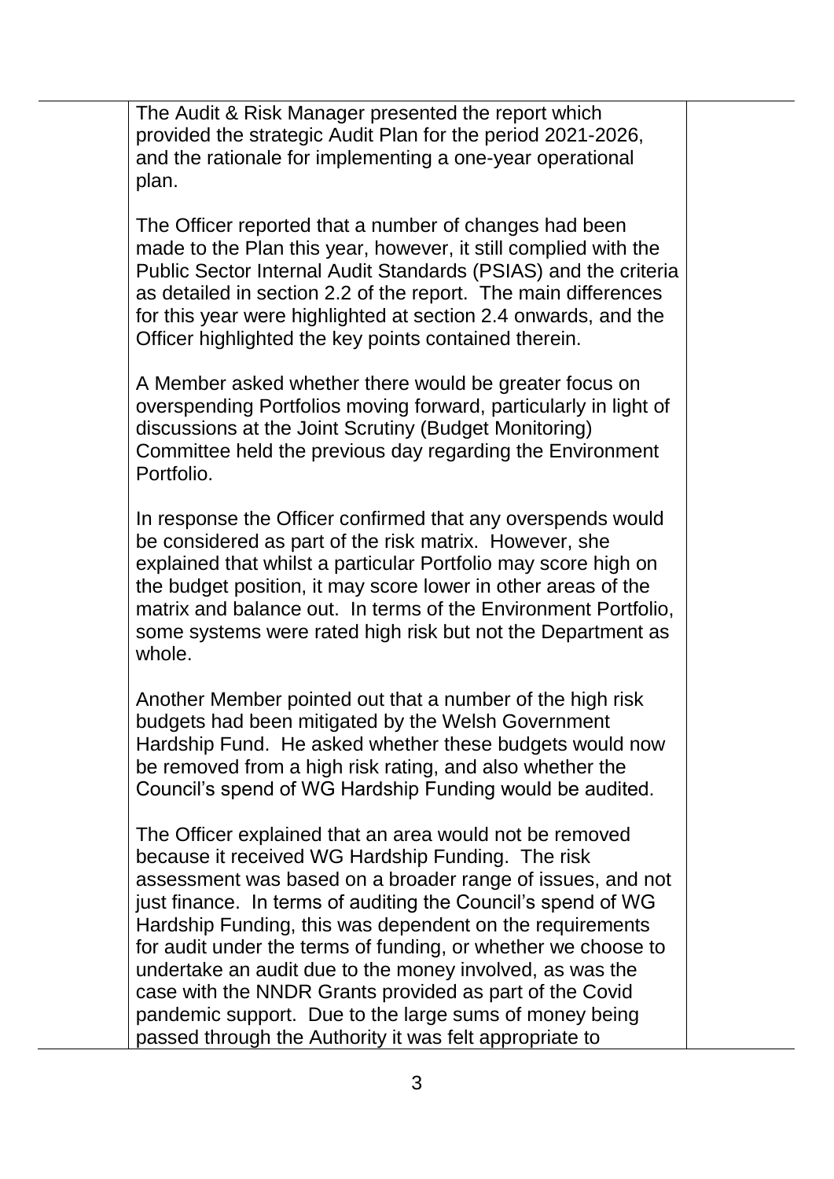The Audit & Risk Manager presented the report which provided the strategic Audit Plan for the period 2021-2026, and the rationale for implementing a one-year operational plan.

The Officer reported that a number of changes had been made to the Plan this year, however, it still complied with the Public Sector Internal Audit Standards (PSIAS) and the criteria as detailed in section 2.2 of the report. The main differences for this year were highlighted at section 2.4 onwards, and the Officer highlighted the key points contained therein.

A Member asked whether there would be greater focus on overspending Portfolios moving forward, particularly in light of discussions at the Joint Scrutiny (Budget Monitoring) Committee held the previous day regarding the Environment Portfolio.

In response the Officer confirmed that any overspends would be considered as part of the risk matrix. However, she explained that whilst a particular Portfolio may score high on the budget position, it may score lower in other areas of the matrix and balance out. In terms of the Environment Portfolio, some systems were rated high risk but not the Department as whole.

Another Member pointed out that a number of the high risk budgets had been mitigated by the Welsh Government Hardship Fund. He asked whether these budgets would now be removed from a high risk rating, and also whether the Council's spend of WG Hardship Funding would be audited.

The Officer explained that an area would not be removed because it received WG Hardship Funding. The risk assessment was based on a broader range of issues, and not just finance. In terms of auditing the Council's spend of WG Hardship Funding, this was dependent on the requirements for audit under the terms of funding, or whether we choose to undertake an audit due to the money involved, as was the case with the NNDR Grants provided as part of the Covid pandemic support. Due to the large sums of money being passed through the Authority it was felt appropriate to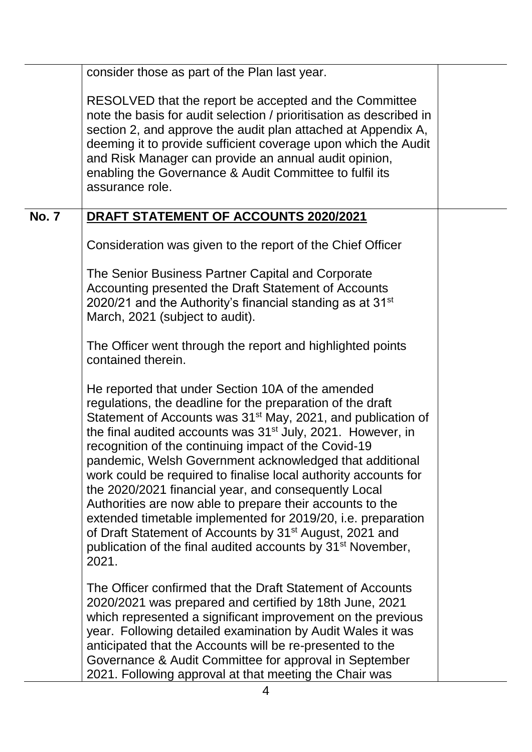| | | |
|---|---|---|
| | consider those as part of the Plan last year.<br><br>RESOLVED that the report be accepted and the Committee note the basis for audit selection / prioritisation as described in section 2, and approve the audit plan attached at Appendix A, deeming it to provide sufficient coverage upon which the Audit and Risk Manager can provide an annual audit opinion, enabling the Governance & Audit Committee to fulfil its assurance role. | |
| **No. 7** | **DRAFT STATEMENT OF ACCOUNTS 2020/2021**<br><br>Consideration was given to the report of the Chief Officer<br><br>The Senior Business Partner Capital and Corporate Accounting presented the Draft Statement of Accounts 2020/21 and the Authority's financial standing as at 31st March, 2021 (subject to audit).<br><br>The Officer went through the report and highlighted points contained therein.<br><br>He reported that under Section 10A of the amended regulations, the deadline for the preparation of the draft Statement of Accounts was 31st May, 2021, and publication of the final audited accounts was 31st July, 2021. However, in recognition of the continuing impact of the Covid-19 pandemic, Welsh Government acknowledged that additional work could be required to finalise local authority accounts for the 2020/2021 financial year, and consequently Local Authorities are now able to prepare their accounts to the extended timetable implemented for 2019/20, i.e. preparation of Draft Statement of Accounts by 31st August, 2021 and publication of the final audited accounts by 31st November, 2021.<br><br>The Officer confirmed that the Draft Statement of Accounts 2020/2021 was prepared and certified by 18th June, 2021 which represented a significant improvement on the previous year. Following detailed examination by Audit Wales it was anticipated that the Accounts will be re-presented to the Governance & Audit Committee for approval in September 2021. Following approval at that meeting the Chair was | |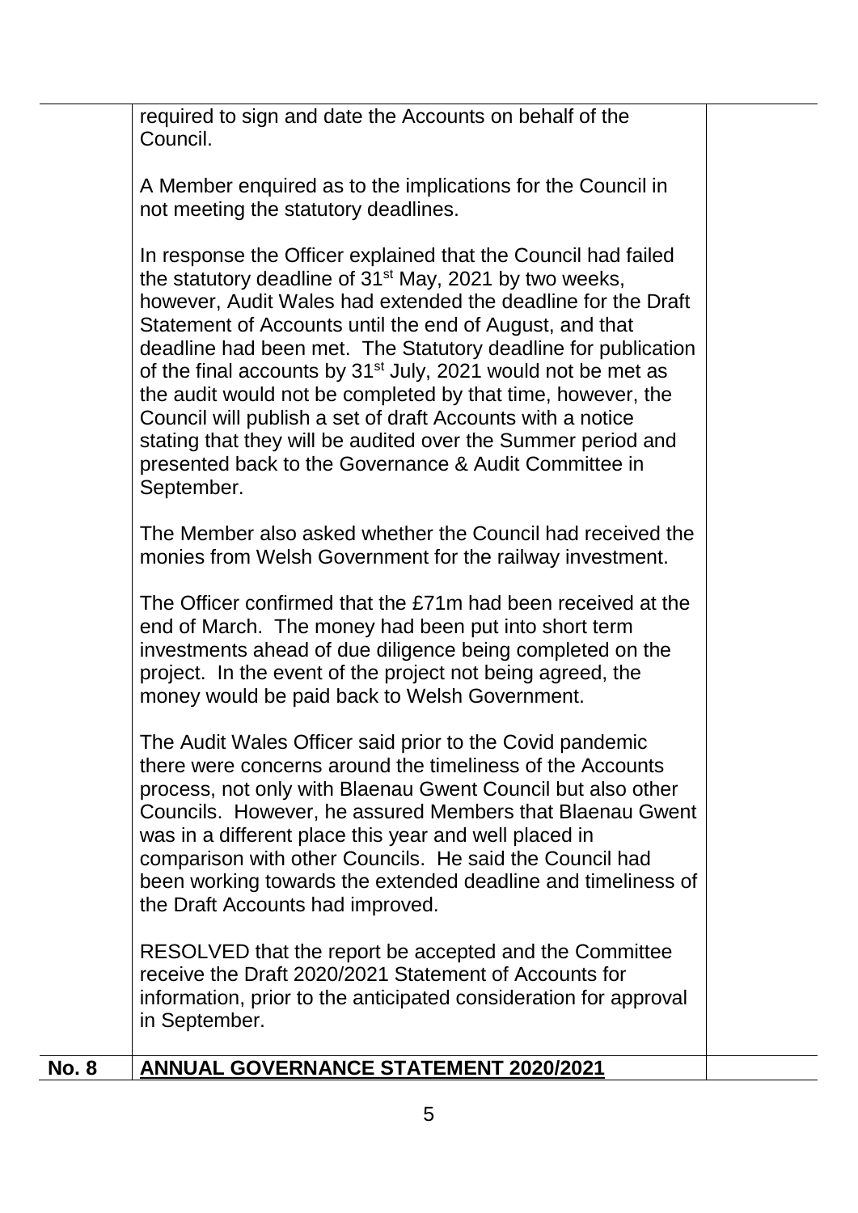| | | |
|---|---|---|
| | required to sign and date the Accounts on behalf of the Council.<br><br>A Member enquired as to the implications for the Council in not meeting the statutory deadlines.<br><br>In response the Officer explained that the Council had failed the statutory deadline of 31st May, 2021 by two weeks, however, Audit Wales had extended the deadline for the Draft Statement of Accounts until the end of August, and that deadline had been met. The Statutory deadline for publication of the final accounts by 31st July, 2021 would not be met as the audit would not be completed by that time, however, the Council will publish a set of draft Accounts with a notice stating that they will be audited over the Summer period and presented back to the Governance & Audit Committee in September.<br><br>The Member also asked whether the Council had received the monies from Welsh Government for the railway investment.<br><br>The Officer confirmed that the £71m had been received at the end of March. The money had been put into short term investments ahead of due diligence being completed on the project. In the event of the project not being agreed, the money would be paid back to Welsh Government.<br><br>The Audit Wales Officer said prior to the Covid pandemic there were concerns around the timeliness of the Accounts process, not only with Blaenau Gwent Council but also other Councils. However, he assured Members that Blaenau Gwent was in a different place this year and well placed in comparison with other Councils. He said the Council had been working towards the extended deadline and timeliness of the Draft Accounts had improved.<br><br>RESOLVED that the report be accepted and the Committee receive the Draft 2020/2021 Statement of Accounts for information, prior to the anticipated consideration for approval in September. | |
| **No. 8** | **ANNUAL GOVERNANCE STATEMENT 2020/2021** | |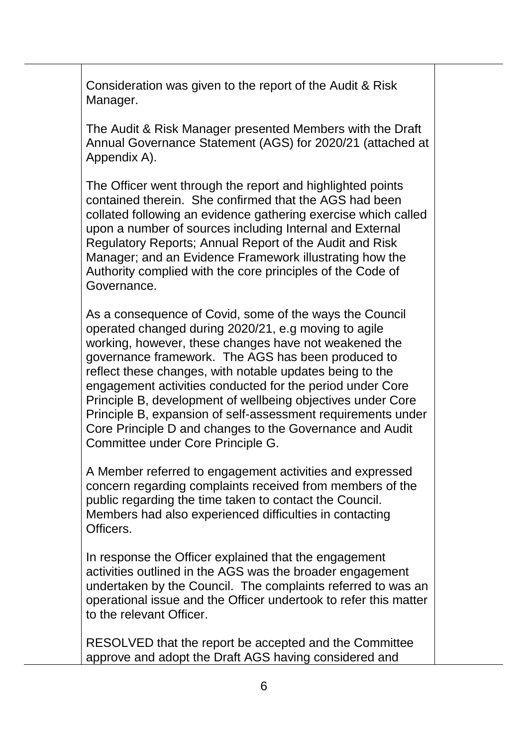Consideration was given to the report of the Audit & Risk Manager.

The Audit & Risk Manager presented Members with the Draft Annual Governance Statement (AGS) for 2020/21 (attached at Appendix A).

The Officer went through the report and highlighted points contained therein. She confirmed that the AGS had been collated following an evidence gathering exercise which called upon a number of sources including Internal and External Regulatory Reports; Annual Report of the Audit and Risk Manager; and an Evidence Framework illustrating how the Authority complied with the core principles of the Code of Governance.

As a consequence of Covid, some of the ways the Council operated changed during 2020/21, e.g moving to agile working, however, these changes have not weakened the governance framework. The AGS has been produced to reflect these changes, with notable updates being to the engagement activities conducted for the period under Core Principle B, development of wellbeing objectives under Core Principle B, expansion of self-assessment requirements under Core Principle D and changes to the Governance and Audit Committee under Core Principle G.

A Member referred to engagement activities and expressed concern regarding complaints received from members of the public regarding the time taken to contact the Council. Members had also experienced difficulties in contacting Officers.

In response the Officer explained that the engagement activities outlined in the AGS was the broader engagement undertaken by the Council. The complaints referred to was an operational issue and the Officer undertook to refer this matter to the relevant Officer.

RESOLVED that the report be accepted and the Committee approve and adopt the Draft AGS having considered and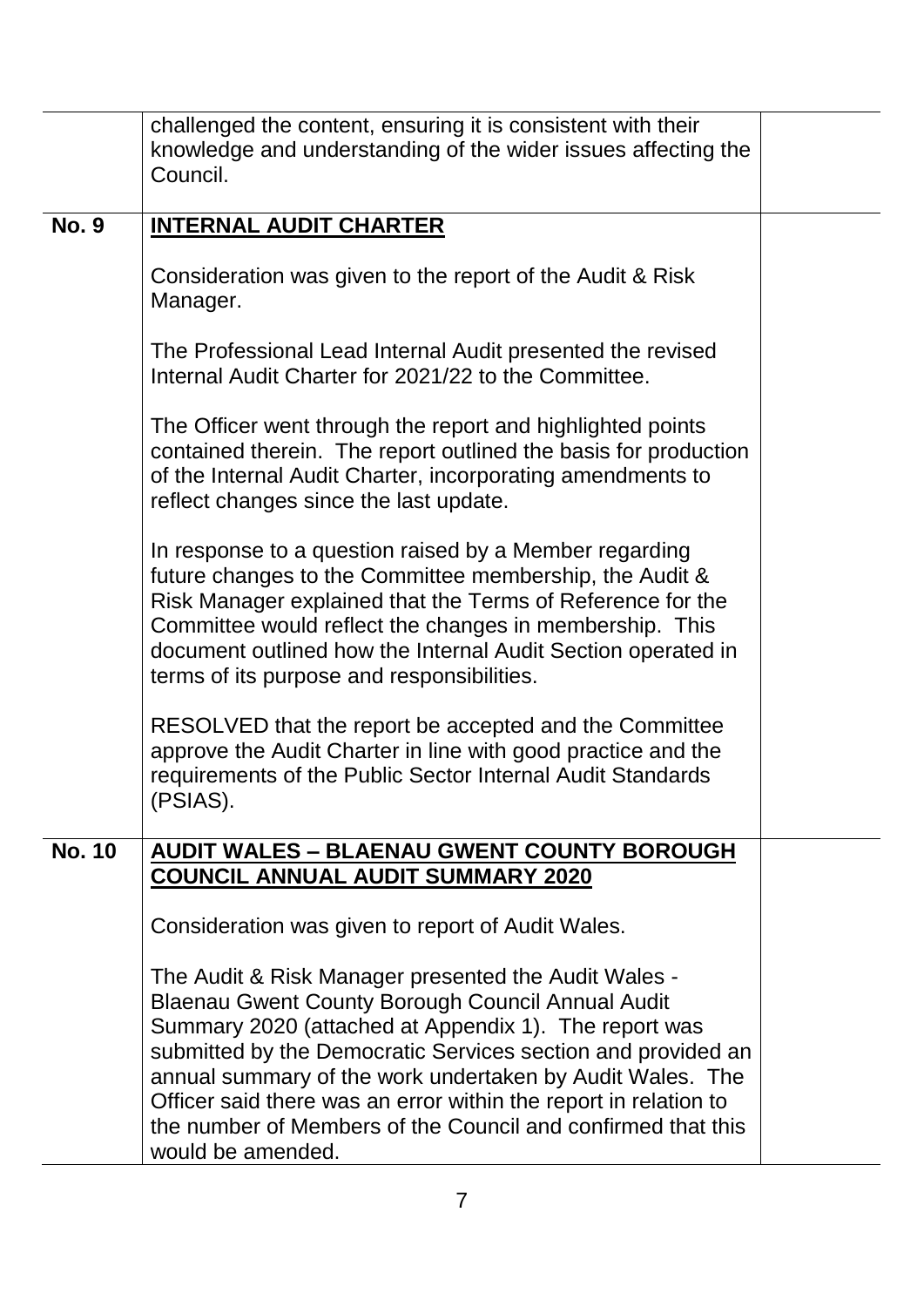| | | |
|---|---|---|
| | challenged the content, ensuring it is consistent with their knowledge and understanding of the wider issues affecting the Council. | |
| **No. 9** | **<u>INTERNAL AUDIT CHARTER</u>**<br><br>Consideration was given to the report of the Audit & Risk Manager.<br><br>The Professional Lead Internal Audit presented the revised Internal Audit Charter for 2021/22 to the Committee.<br><br>The Officer went through the report and highlighted points contained therein. The report outlined the basis for production of the Internal Audit Charter, incorporating amendments to reflect changes since the last update.<br><br>In response to a question raised by a Member regarding future changes to the Committee membership, the Audit & Risk Manager explained that the Terms of Reference for the Committee would reflect the changes in membership. This document outlined how the Internal Audit Section operated in terms of its purpose and responsibilities.<br><br>RESOLVED that the report be accepted and the Committee approve the Audit Charter in line with good practice and the requirements of the Public Sector Internal Audit Standards (PSIAS). | |
| **No. 10** | **<u>AUDIT WALES – BLAENAU GWENT COUNTY BOROUGH COUNCIL ANNUAL AUDIT SUMMARY 2020</u>**<br><br>Consideration was given to report of Audit Wales.<br><br>The Audit & Risk Manager presented the Audit Wales - Blaenau Gwent County Borough Council Annual Audit Summary 2020 (attached at Appendix 1). The report was submitted by the Democratic Services section and provided an annual summary of the work undertaken by Audit Wales. The Officer said there was an error within the report in relation to the number of Members of the Council and confirmed that this would be amended. | |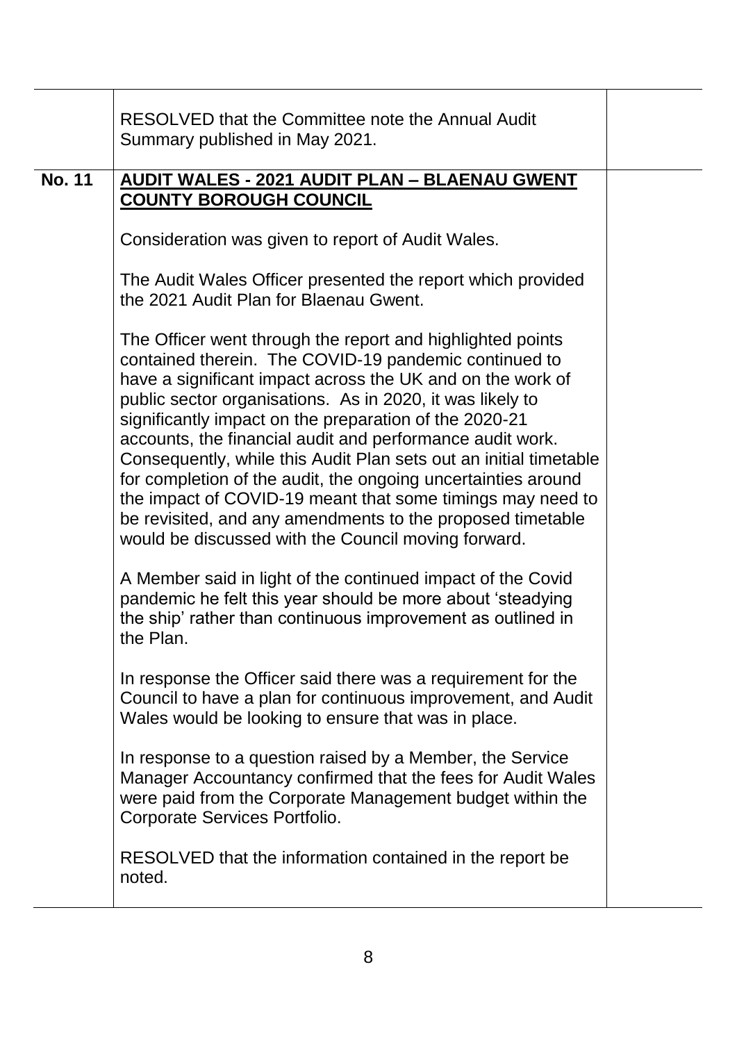| | | |
|---|---|---|
| | RESOLVED that the Committee note the Annual Audit Summary published in May 2021. | |
| **No. 11** | **AUDIT WALES - 2021 AUDIT PLAN – BLAENAU GWENT COUNTY BOROUGH COUNCIL**<br><br>Consideration was given to report of Audit Wales.<br><br>The Audit Wales Officer presented the report which provided the 2021 Audit Plan for Blaenau Gwent.<br><br>The Officer went through the report and highlighted points contained therein. The COVID-19 pandemic continued to have a significant impact across the UK and on the work of public sector organisations. As in 2020, it was likely to significantly impact on the preparation of the 2020-21 accounts, the financial audit and performance audit work. Consequently, while this Audit Plan sets out an initial timetable for completion of the audit, the ongoing uncertainties around the impact of COVID-19 meant that some timings may need to be revisited, and any amendments to the proposed timetable would be discussed with the Council moving forward.<br><br>A Member said in light of the continued impact of the Covid pandemic he felt this year should be more about 'steadying the ship' rather than continuous improvement as outlined in the Plan.<br><br>In response the Officer said there was a requirement for the Council to have a plan for continuous improvement, and Audit Wales would be looking to ensure that was in place.<br><br>In response to a question raised by a Member, the Service Manager Accountancy confirmed that the fees for Audit Wales were paid from the Corporate Management budget within the Corporate Services Portfolio.<br><br>RESOLVED that the information contained in the report be noted. | |